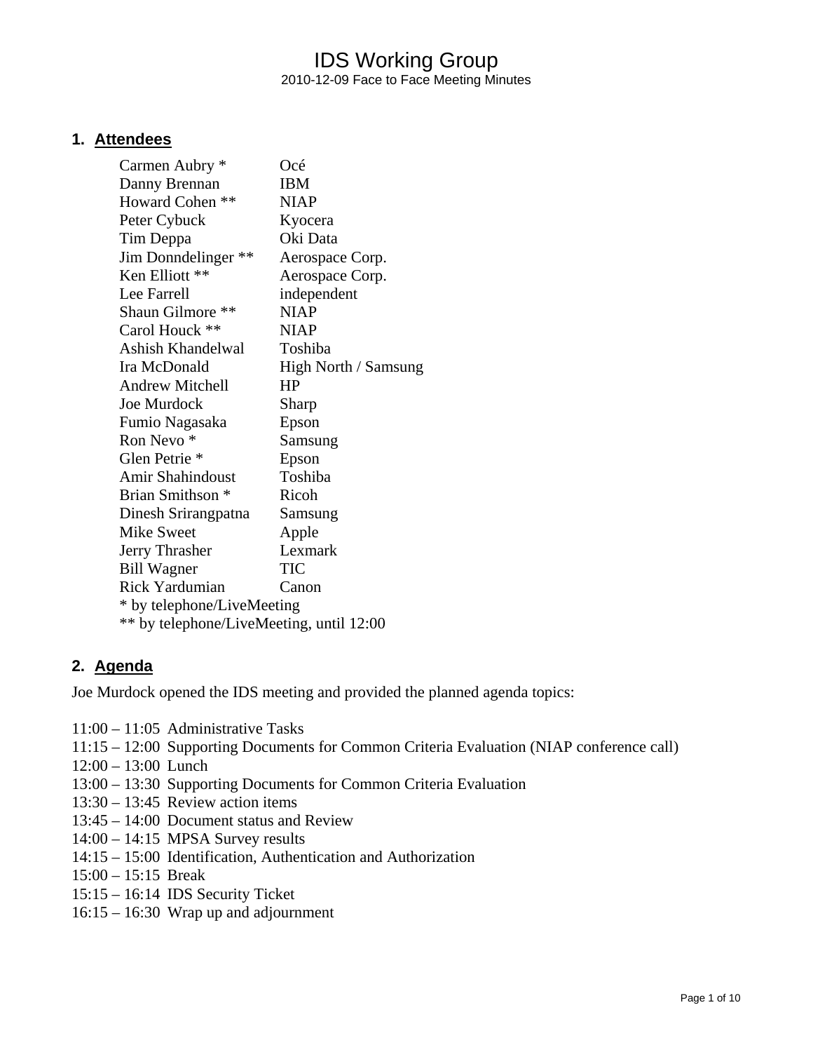# IDS Working Group

2010-12-09 Face to Face Meeting Minutes

## 1. Attendees

| | |
|---|---|
| Carmen Aubry * | Océ |
| Danny Brennan | IBM |
| Howard Cohen ** | NIAP |
| Peter Cybuck | Kyocera |
| Tim Deppa | Oki Data |
| Jim Donndelinger ** | Aerospace Corp. |
| Ken Elliott ** | Aerospace Corp. |
| Lee Farrell | independent |
| Shaun Gilmore ** | NIAP |
| Carol Houck ** | NIAP |
| Ashish Khandelwal | Toshiba |
| Ira McDonald | High North / Samsung |
| Andrew Mitchell | HP |
| Joe Murdock | Sharp |
| Fumio Nagasaka | Epson |
| Ron Nevo * | Samsung |
| Glen Petrie * | Epson |
| Amir Shahindoust | Toshiba |
| Brian Smithson * | Ricoh |
| Dinesh Srirangpatna | Samsung |
| Mike Sweet | Apple |
| Jerry Thrasher | Lexmark |
| Bill Wagner | TIC |
| Rick Yardumian | Canon |

\* by telephone/LiveMeeting

\** by telephone/LiveMeeting, until 12:00

## 2. Agenda

Joe Murdock opened the IDS meeting and provided the planned agenda topics:

11:00 – 11:05 Administrative Tasks
11:15 – 12:00 Supporting Documents for Common Criteria Evaluation (NIAP conference call)
12:00 – 13:00 Lunch
13:00 – 13:30 Supporting Documents for Common Criteria Evaluation
13:30 – 13:45 Review action items
13:45 – 14:00 Document status and Review
14:00 – 14:15 MPSA Survey results
14:15 – 15:00 Identification, Authentication and Authorization
15:00 – 15:15 Break
15:15 – 16:14 IDS Security Ticket
16:15 – 16:30 Wrap up and adjournment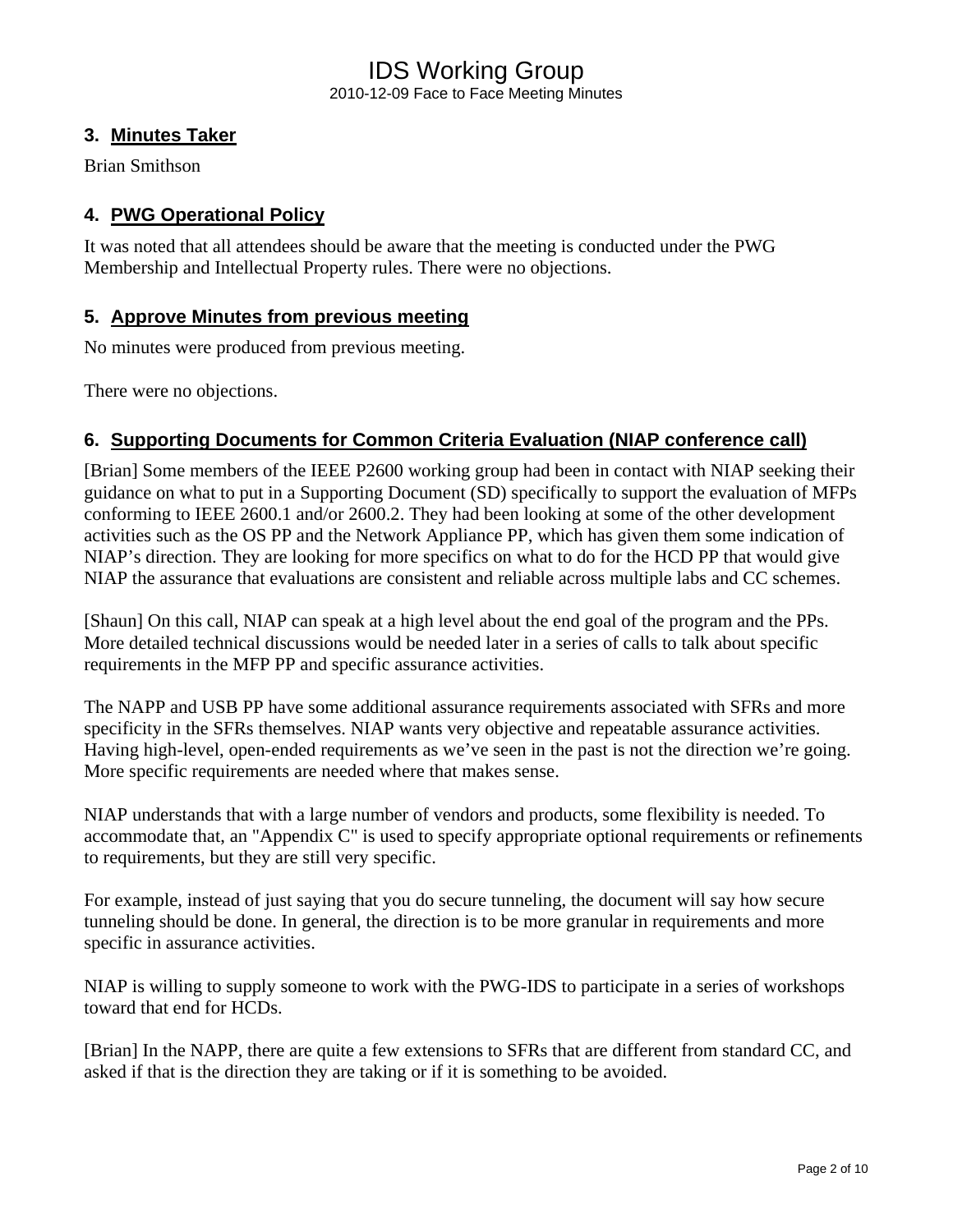## 3. Minutes Taker

Brian Smithson

## 4. PWG Operational Policy

It was noted that all attendees should be aware that the meeting is conducted under the PWG Membership and Intellectual Property rules. There were no objections.

## 5. Approve Minutes from previous meeting

No minutes were produced from previous meeting.

There were no objections.

## 6. Supporting Documents for Common Criteria Evaluation (NIAP conference call)

[Brian] Some members of the IEEE P2600 working group had been in contact with NIAP seeking their guidance on what to put in a Supporting Document (SD) specifically to support the evaluation of MFPs conforming to IEEE 2600.1 and/or 2600.2. They had been looking at some of the other development activities such as the OS PP and the Network Appliance PP, which has given them some indication of NIAP's direction. They are looking for more specifics on what to do for the HCD PP that would give NIAP the assurance that evaluations are consistent and reliable across multiple labs and CC schemes.

[Shaun] On this call, NIAP can speak at a high level about the end goal of the program and the PPs. More detailed technical discussions would be needed later in a series of calls to talk about specific requirements in the MFP PP and specific assurance activities.

The NAPP and USB PP have some additional assurance requirements associated with SFRs and more specificity in the SFRs themselves. NIAP wants very objective and repeatable assurance activities. Having high-level, open-ended requirements as we've seen in the past is not the direction we're going. More specific requirements are needed where that makes sense.

NIAP understands that with a large number of vendors and products, some flexibility is needed. To accommodate that, an "Appendix C" is used to specify appropriate optional requirements or refinements to requirements, but they are still very specific.

For example, instead of just saying that you do secure tunneling, the document will say how secure tunneling should be done. In general, the direction is to be more granular in requirements and more specific in assurance activities.

NIAP is willing to supply someone to work with the PWG-IDS to participate in a series of workshops toward that end for HCDs.

[Brian] In the NAPP, there are quite a few extensions to SFRs that are different from standard CC, and asked if that is the direction they are taking or if it is something to be avoided.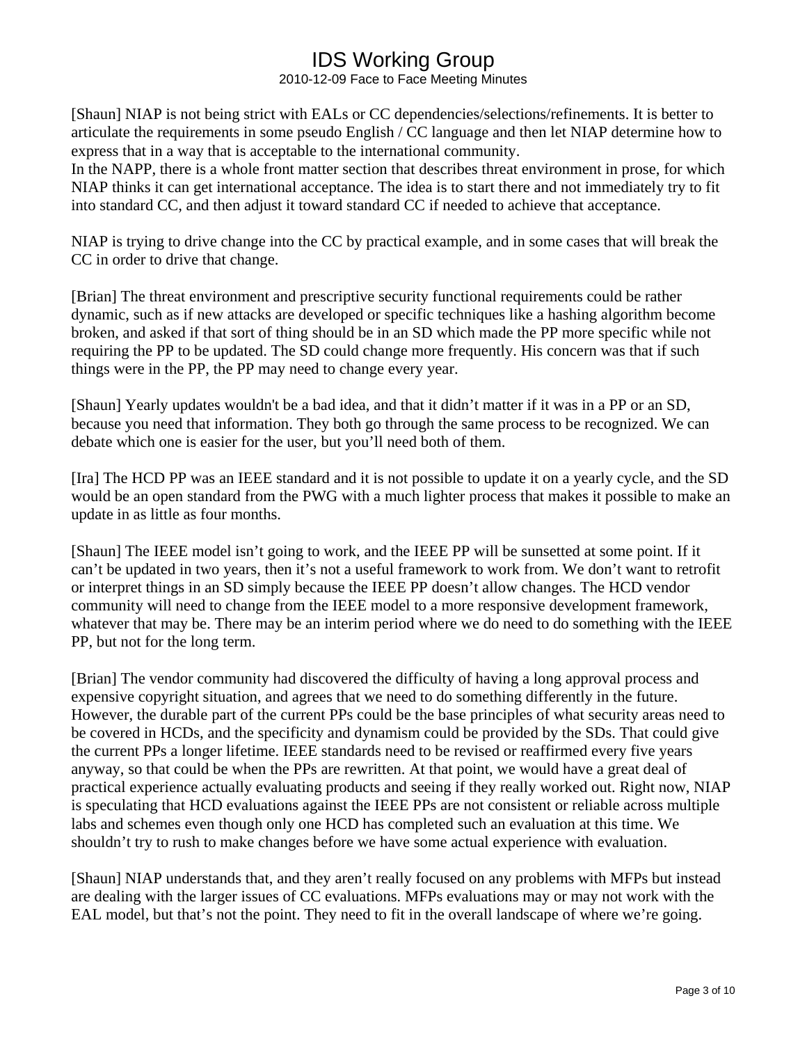[Shaun] NIAP is not being strict with EALs or CC dependencies/selections/refinements. It is better to articulate the requirements in some pseudo English / CC language and then let NIAP determine how to express that in a way that is acceptable to the international community.
In the NAPP, there is a whole front matter section that describes threat environment in prose, for which NIAP thinks it can get international acceptance. The idea is to start there and not immediately try to fit into standard CC, and then adjust it toward standard CC if needed to achieve that acceptance.

NIAP is trying to drive change into the CC by practical example, and in some cases that will break the CC in order to drive that change.

[Brian] The threat environment and prescriptive security functional requirements could be rather dynamic, such as if new attacks are developed or specific techniques like a hashing algorithm become broken, and asked if that sort of thing should be in an SD which made the PP more specific while not requiring the PP to be updated. The SD could change more frequently. His concern was that if such things were in the PP, the PP may need to change every year.

[Shaun] Yearly updates wouldn't be a bad idea, and that it didn't matter if it was in a PP or an SD, because you need that information. They both go through the same process to be recognized. We can debate which one is easier for the user, but you'll need both of them.

[Ira] The HCD PP was an IEEE standard and it is not possible to update it on a yearly cycle, and the SD would be an open standard from the PWG with a much lighter process that makes it possible to make an update in as little as four months.

[Shaun] The IEEE model isn't going to work, and the IEEE PP will be sunsetted at some point. If it can't be updated in two years, then it's not a useful framework to work from. We don't want to retrofit or interpret things in an SD simply because the IEEE PP doesn't allow changes. The HCD vendor community will need to change from the IEEE model to a more responsive development framework, whatever that may be. There may be an interim period where we do need to do something with the IEEE PP, but not for the long term.

[Brian] The vendor community had discovered the difficulty of having a long approval process and expensive copyright situation, and agrees that we need to do something differently in the future. However, the durable part of the current PPs could be the base principles of what security areas need to be covered in HCDs, and the specificity and dynamism could be provided by the SDs. That could give the current PPs a longer lifetime. IEEE standards need to be revised or reaffirmed every five years anyway, so that could be when the PPs are rewritten. At that point, we would have a great deal of practical experience actually evaluating products and seeing if they really worked out. Right now, NIAP is speculating that HCD evaluations against the IEEE PPs are not consistent or reliable across multiple labs and schemes even though only one HCD has completed such an evaluation at this time. We shouldn't try to rush to make changes before we have some actual experience with evaluation.

[Shaun] NIAP understands that, and they aren't really focused on any problems with MFPs but instead are dealing with the larger issues of CC evaluations. MFPs evaluations may or may not work with the EAL model, but that's not the point. They need to fit in the overall landscape of where we're going.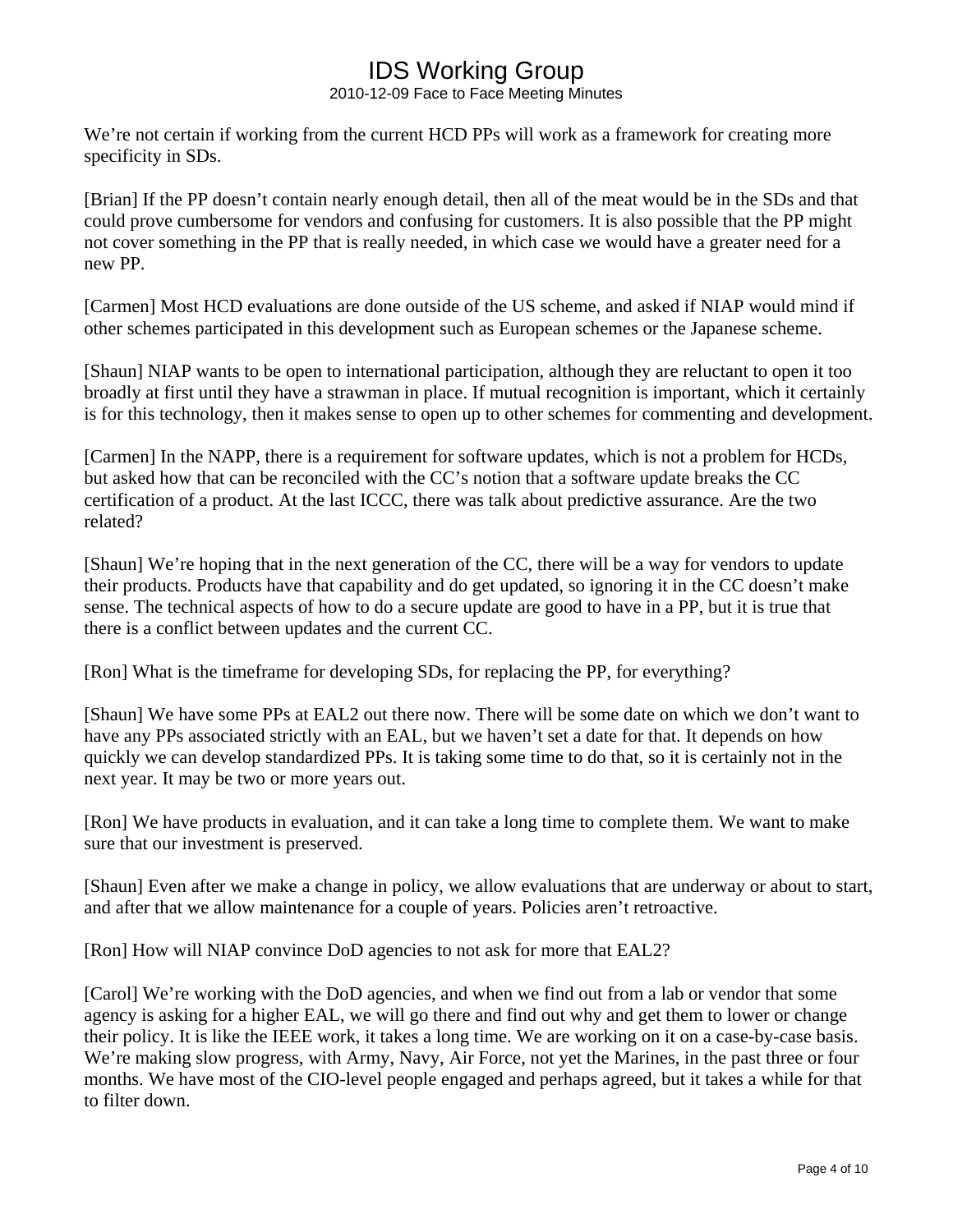We're not certain if working from the current HCD PPs will work as a framework for creating more specificity in SDs.

[Brian] If the PP doesn't contain nearly enough detail, then all of the meat would be in the SDs and that could prove cumbersome for vendors and confusing for customers. It is also possible that the PP might not cover something in the PP that is really needed, in which case we would have a greater need for a new PP.

[Carmen] Most HCD evaluations are done outside of the US scheme, and asked if NIAP would mind if other schemes participated in this development such as European schemes or the Japanese scheme.

[Shaun] NIAP wants to be open to international participation, although they are reluctant to open it too broadly at first until they have a strawman in place. If mutual recognition is important, which it certainly is for this technology, then it makes sense to open up to other schemes for commenting and development.

[Carmen] In the NAPP, there is a requirement for software updates, which is not a problem for HCDs, but asked how that can be reconciled with the CC's notion that a software update breaks the CC certification of a product. At the last ICCC, there was talk about predictive assurance. Are the two related?

[Shaun] We're hoping that in the next generation of the CC, there will be a way for vendors to update their products. Products have that capability and do get updated, so ignoring it in the CC doesn't make sense. The technical aspects of how to do a secure update are good to have in a PP, but it is true that there is a conflict between updates and the current CC.

[Ron] What is the timeframe for developing SDs, for replacing the PP, for everything?

[Shaun] We have some PPs at EAL2 out there now. There will be some date on which we don't want to have any PPs associated strictly with an EAL, but we haven't set a date for that. It depends on how quickly we can develop standardized PPs. It is taking some time to do that, so it is certainly not in the next year. It may be two or more years out.

[Ron] We have products in evaluation, and it can take a long time to complete them. We want to make sure that our investment is preserved.

[Shaun] Even after we make a change in policy, we allow evaluations that are underway or about to start, and after that we allow maintenance for a couple of years. Policies aren't retroactive.

[Ron] How will NIAP convince DoD agencies to not ask for more that EAL2?

[Carol] We're working with the DoD agencies, and when we find out from a lab or vendor that some agency is asking for a higher EAL, we will go there and find out why and get them to lower or change their policy. It is like the IEEE work, it takes a long time. We are working on it on a case-by-case basis. We're making slow progress, with Army, Navy, Air Force, not yet the Marines, in the past three or four months. We have most of the CIO-level people engaged and perhaps agreed, but it takes a while for that to filter down.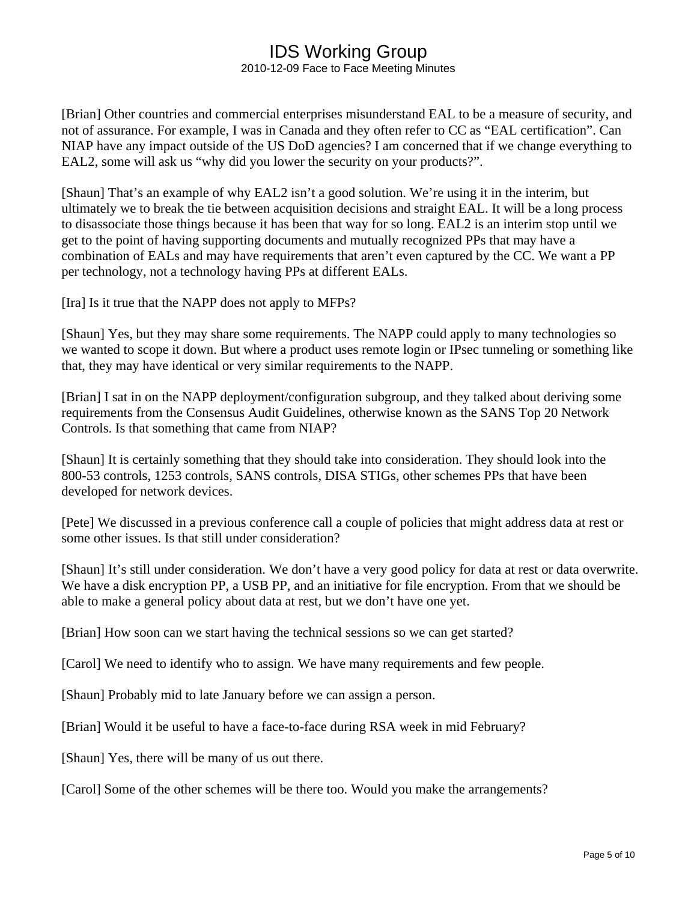[Brian] Other countries and commercial enterprises misunderstand EAL to be a measure of security, and not of assurance. For example, I was in Canada and they often refer to CC as "EAL certification". Can NIAP have any impact outside of the US DoD agencies? I am concerned that if we change everything to EAL2, some will ask us "why did you lower the security on your products?".

[Shaun] That's an example of why EAL2 isn't a good solution. We're using it in the interim, but ultimately we to break the tie between acquisition decisions and straight EAL. It will be a long process to disassociate those things because it has been that way for so long. EAL2 is an interim stop until we get to the point of having supporting documents and mutually recognized PPs that may have a combination of EALs and may have requirements that aren't even captured by the CC. We want a PP per technology, not a technology having PPs at different EALs.

[Ira] Is it true that the NAPP does not apply to MFPs?

[Shaun] Yes, but they may share some requirements. The NAPP could apply to many technologies so we wanted to scope it down. But where a product uses remote login or IPsec tunneling or something like that, they may have identical or very similar requirements to the NAPP.

[Brian] I sat in on the NAPP deployment/configuration subgroup, and they talked about deriving some requirements from the Consensus Audit Guidelines, otherwise known as the SANS Top 20 Network Controls. Is that something that came from NIAP?

[Shaun] It is certainly something that they should take into consideration. They should look into the 800-53 controls, 1253 controls, SANS controls, DISA STIGs, other schemes PPs that have been developed for network devices.

[Pete] We discussed in a previous conference call a couple of policies that might address data at rest or some other issues. Is that still under consideration?

[Shaun] It's still under consideration. We don't have a very good policy for data at rest or data overwrite. We have a disk encryption PP, a USB PP, and an initiative for file encryption. From that we should be able to make a general policy about data at rest, but we don't have one yet.

[Brian] How soon can we start having the technical sessions so we can get started?

[Carol] We need to identify who to assign. We have many requirements and few people.

[Shaun] Probably mid to late January before we can assign a person.

[Brian] Would it be useful to have a face-to-face during RSA week in mid February?

[Shaun] Yes, there will be many of us out there.

[Carol] Some of the other schemes will be there too. Would you make the arrangements?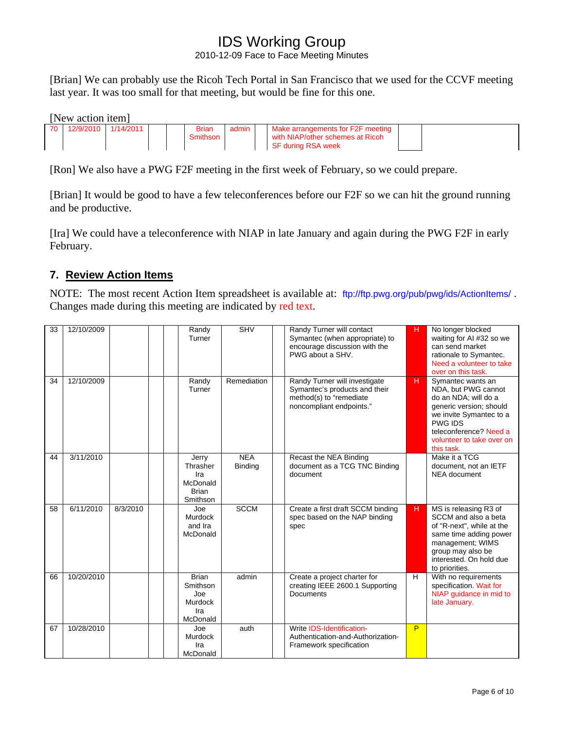[Brian] We can probably use the Ricoh Tech Portal in San Francisco that we used for the CCVF meeting last year. It was too small for that meeting, but would be fine for this one.

[New action item]

| 70 | 12/9/2010 | 1/14/2011 | | | Brian Smithson | admin | | Make arrangements for F2F meeting with NIAP/other schemes at Ricoh SF during RSA week | | |
|---|---|---|---|---|---|---|---|---|---|---|

[Ron] We also have a PWG F2F meeting in the first week of February, so we could prepare.

[Brian] It would be good to have a few teleconferences before our F2F so we can hit the ground running and be productive.

[Ira] We could have a teleconference with NIAP in late January and again during the PWG F2F in early February.

## 7. Review Action Items

NOTE: The most recent Action Item spreadsheet is available at: ftp://ftp.pwg.org/pub/pwg/ids/ActionItems/ . Changes made during this meeting are indicated by red text.

| | | | | | | | | | | |
|---|---|---|---|---|---|---|---|---|---|---|
| 33 | 12/10/2009 | | | | Randy Turner | SHV | | Randy Turner will contact Symantec (when appropriate) to encourage discussion with the PWG about a SHV. | H | No longer blocked waiting for AI #32 so we can send market rationale to Symantec. Need a volunteer to take over on this task. |
| 34 | 12/10/2009 | | | | Randy Turner | Remediation | | Randy Turner will investigate Symantec's products and their method(s) to "remediate noncompliant endpoints." | H | Symantec wants an NDA, but PWG cannot do an NDA; will do a generic version; should we invite Symantec to a PWG IDS teleconference? Need a volunteer to take over on this task. |
| 44 | 3/11/2010 | | | | Jerry Thrasher Ira McDonald Brian Smithson | NEA Binding | | Recast the NEA Binding document as a TCG TNC Binding document | | Make it a TCG document, not an IETF NEA document |
| 58 | 6/11/2010 | 8/3/2010 | | | Joe Murdock and Ira McDonald | SCCM | | Create a first draft SCCM binding spec based on the NAP binding spec | H | MS is releasing R3 of SCCM and also a beta of "R-next", while at the same time adding power management; WIMS group may also be interested. On hold due to priorities. |
| 66 | 10/20/2010 | | | | Brian Smithson Joe Murdock Ira McDonald | admin | | Create a project charter for creating IEEE 2600.1 Supporting Documents | H | With no requirements specification. Wait for NIAP guidance in mid to late January. |
| 67 | 10/28/2010 | | | | Joe Murdock Ira McDonald | auth | | Write IDS-Identification-Authentication-and-Authorization-Framework specification | P | |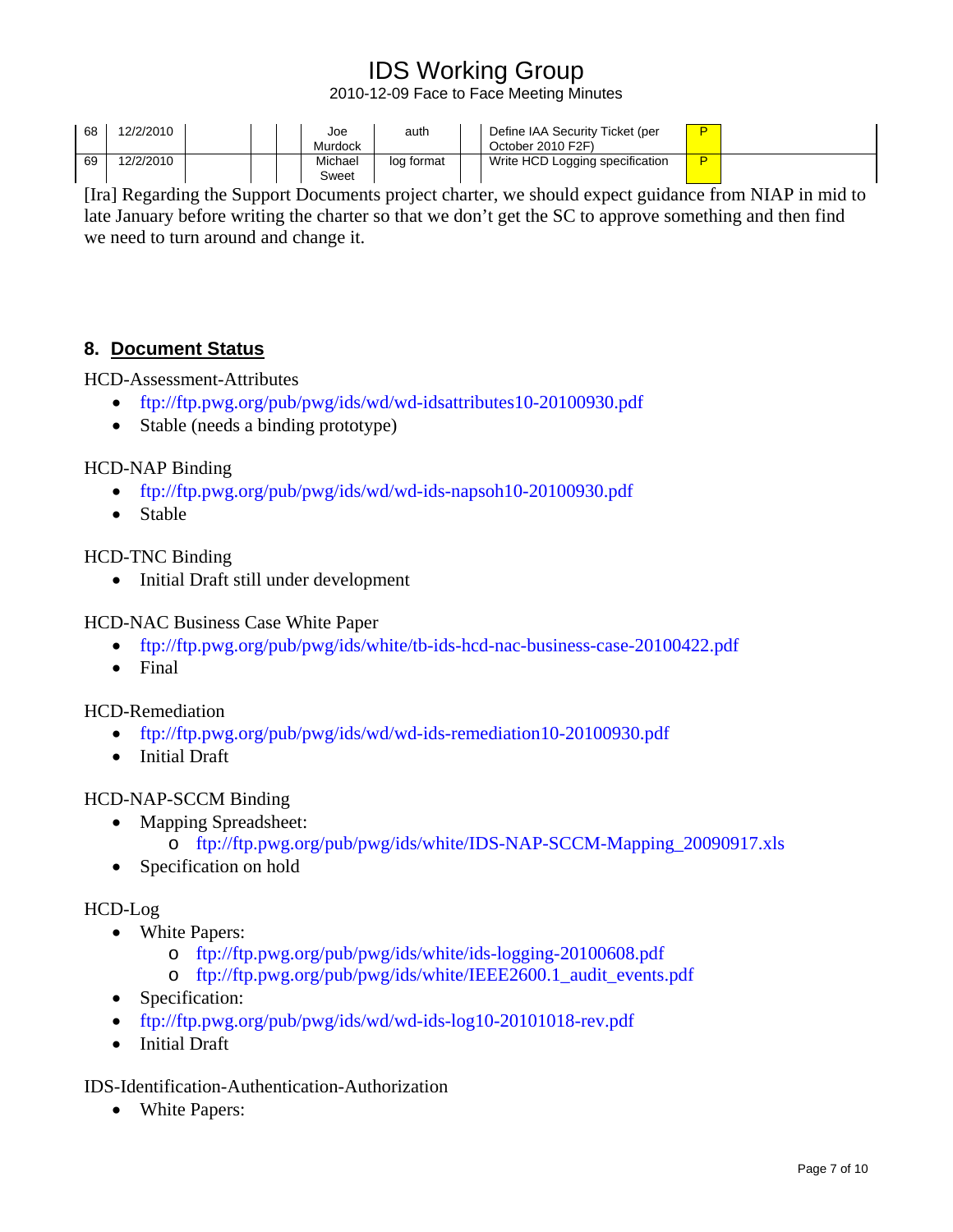| 68 | 12/2/2010 | | | | Joe Murdock | auth | | Define IAA Security Ticket (per October 2010 F2F) | P | |
|---|---|---|---|---|---|---|---|---|---|---|
| 69 | 12/2/2010 | | | | Michael Sweet | log format | | Write HCD Logging specification | P | |

[Ira] Regarding the Support Documents project charter, we should expect guidance from NIAP in mid to late January before writing the charter so that we don't get the SC to approve something and then find we need to turn around and change it.

## 8. Document Status

HCD-Assessment-Attributes

- ftp://ftp.pwg.org/pub/pwg/ids/wd/wd-idsattributes10-20100930.pdf
- Stable (needs a binding prototype)

HCD-NAP Binding

- ftp://ftp.pwg.org/pub/pwg/ids/wd/wd-ids-napsoh10-20100930.pdf
- Stable

HCD-TNC Binding

- Initial Draft still under development

HCD-NAC Business Case White Paper

- ftp://ftp.pwg.org/pub/pwg/ids/white/tb-ids-hcd-nac-business-case-20100422.pdf
- Final

HCD-Remediation

- ftp://ftp.pwg.org/pub/pwg/ids/wd/wd-ids-remediation10-20100930.pdf
- Initial Draft

HCD-NAP-SCCM Binding

- Mapping Spreadsheet:
  - ftp://ftp.pwg.org/pub/pwg/ids/white/IDS-NAP-SCCM-Mapping_20090917.xls
- Specification on hold

HCD-Log

- White Papers:
  - ftp://ftp.pwg.org/pub/pwg/ids/white/ids-logging-20100608.pdf
  - ftp://ftp.pwg.org/pub/pwg/ids/white/IEEE2600.1_audit_events.pdf
- Specification:
- ftp://ftp.pwg.org/pub/pwg/ids/wd/wd-ids-log10-20101018-rev.pdf
- Initial Draft

IDS-Identification-Authentication-Authorization

- White Papers: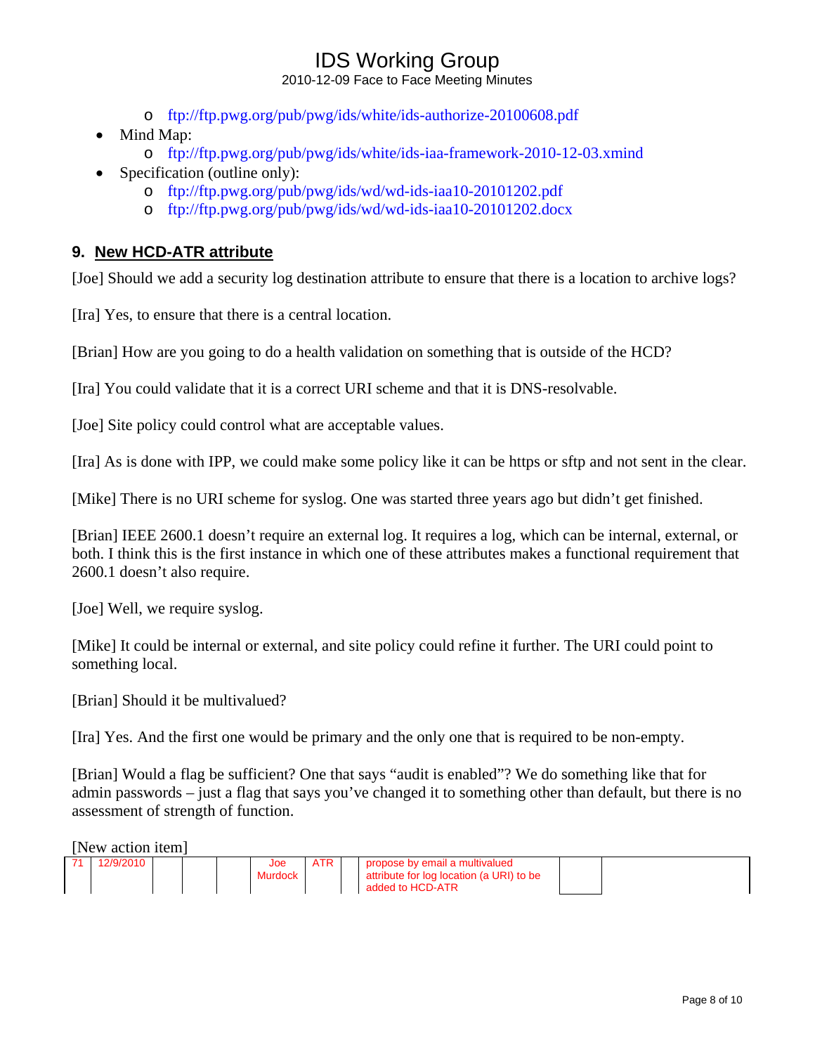- ftp://ftp.pwg.org/pub/pwg/ids/white/ids-authorize-20100608.pdf
- Mind Map:
  - ftp://ftp.pwg.org/pub/pwg/ids/white/ids-iaa-framework-2010-12-03.xmind
- Specification (outline only):
  - ftp://ftp.pwg.org/pub/pwg/ids/wd/wd-ids-iaa10-20101202.pdf
  - ftp://ftp.pwg.org/pub/pwg/ids/wd/wd-ids-iaa10-20101202.docx

## 9. New HCD-ATR attribute

[Joe] Should we add a security log destination attribute to ensure that there is a location to archive logs?

[Ira] Yes, to ensure that there is a central location.

[Brian] How are you going to do a health validation on something that is outside of the HCD?

[Ira] You could validate that it is a correct URI scheme and that it is DNS-resolvable.

[Joe] Site policy could control what are acceptable values.

[Ira] As is done with IPP, we could make some policy like it can be https or sftp and not sent in the clear.

[Mike] There is no URI scheme for syslog. One was started three years ago but didn't get finished.

[Brian] IEEE 2600.1 doesn't require an external log. It requires a log, which can be internal, external, or both. I think this is the first instance in which one of these attributes makes a functional requirement that 2600.1 doesn't also require.

[Joe] Well, we require syslog.

[Mike] It could be internal or external, and site policy could refine it further. The URI could point to something local.

[Brian] Should it be multivalued?

[Ira] Yes. And the first one would be primary and the only one that is required to be non-empty.

[Brian] Would a flag be sufficient? One that says "audit is enabled"? We do something like that for admin passwords – just a flag that says you've changed it to something other than default, but there is no assessment of strength of function.

[New action item]

| | | | | | | | | | | |
|---|---|---|---|---|---|---|---|---|---|---|
| 71 | 12/9/2010 | | | | Joe Murdock | ATR | | propose by email a multivalued attribute for log location (a URI) to be added to HCD-ATR | | |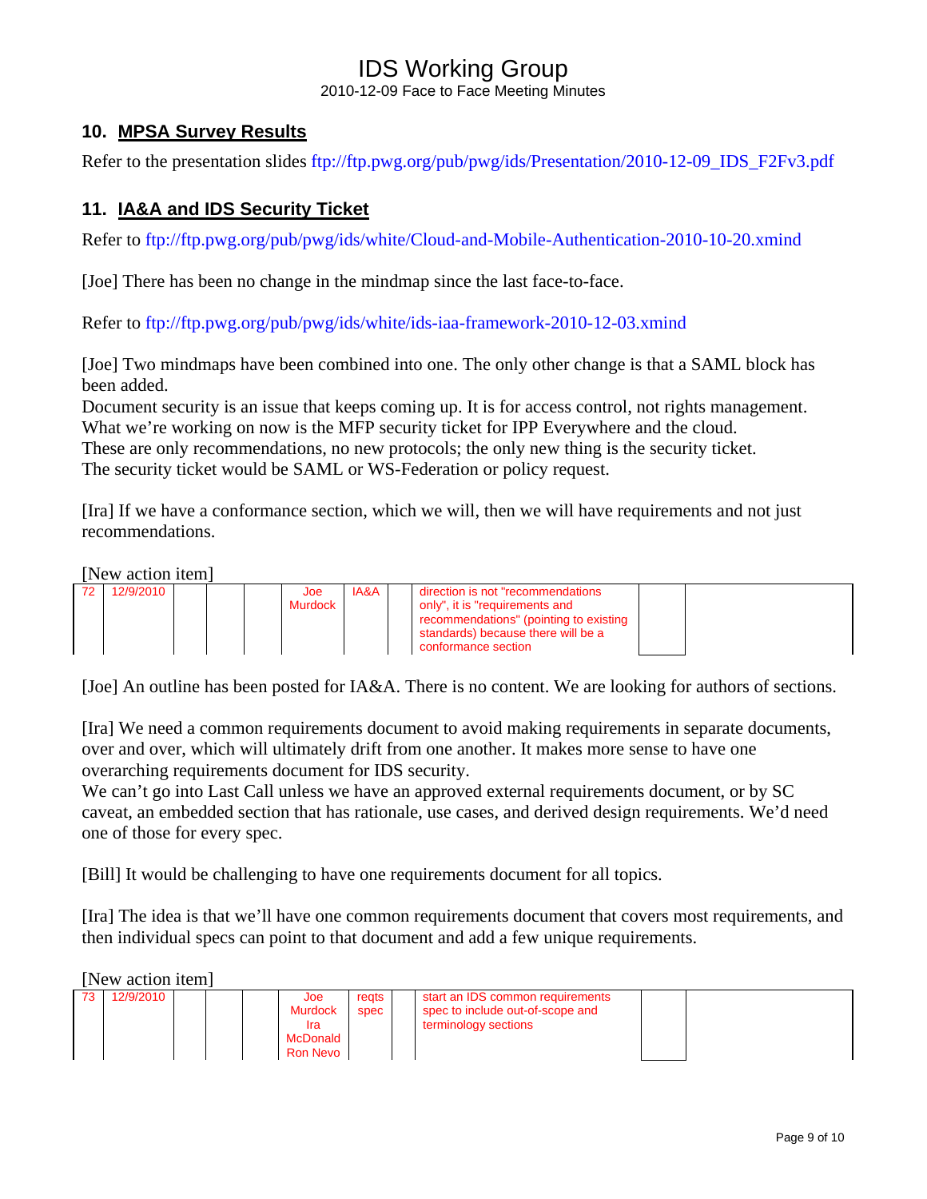## 10. MPSA Survey Results

Refer to the presentation slides ftp://ftp.pwg.org/pub/pwg/ids/Presentation/2010-12-09_IDS_F2Fv3.pdf

## 11. IA&A and IDS Security Ticket

Refer to ftp://ftp.pwg.org/pub/pwg/ids/white/Cloud-and-Mobile-Authentication-2010-10-20.xmind

[Joe] There has been no change in the mindmap since the last face-to-face.

Refer to ftp://ftp.pwg.org/pub/pwg/ids/white/ids-iaa-framework-2010-12-03.xmind

[Joe] Two mindmaps have been combined into one. The only other change is that a SAML block has been added.
Document security is an issue that keeps coming up. It is for access control, not rights management.
What we're working on now is the MFP security ticket for IPP Everywhere and the cloud.
These are only recommendations, no new protocols; the only new thing is the security ticket.
The security ticket would be SAML or WS-Federation or policy request.

[Ira] If we have a conformance section, which we will, then we will have requirements and not just recommendations.

[New action item]

| | | | | | | | | | |
|---|---|---|---|---|---|---|---|---|---|
| 72 | 12/9/2010 | | | | Joe Murdock | IA&A | | direction is not "recommendations only", it is "requirements and recommendations" (pointing to existing standards) because there will be a conformance section | | |

[Joe] An outline has been posted for IA&A. There is no content. We are looking for authors of sections.

[Ira] We need a common requirements document to avoid making requirements in separate documents, over and over, which will ultimately drift from one another. It makes more sense to have one overarching requirements document for IDS security.
We can't go into Last Call unless we have an approved external requirements document, or by SC caveat, an embedded section that has rationale, use cases, and derived design requirements. We'd need one of those for every spec.

[Bill] It would be challenging to have one requirements document for all topics.

[Ira] The idea is that we'll have one common requirements document that covers most requirements, and then individual specs can point to that document and add a few unique requirements.

[New action item]

| | | | | | | | | | |
|---|---|---|---|---|---|---|---|---|---|
| 73 | 12/9/2010 | | | | Joe Murdock Ira McDonald Ron Nevo | reqts spec | | start an IDS common requirements spec to include out-of-scope and terminology sections | | |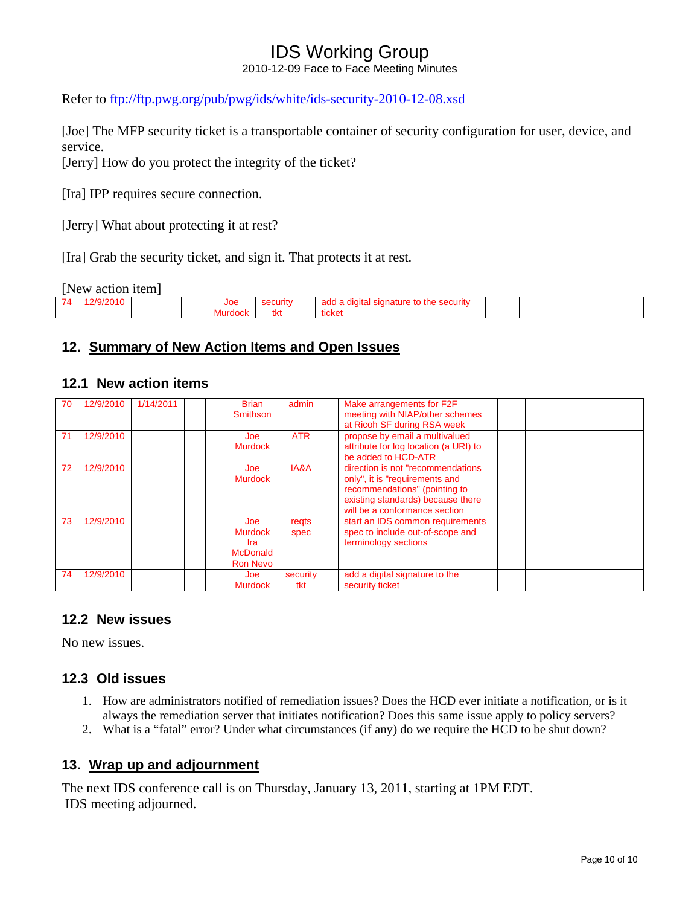Refer to ftp://ftp.pwg.org/pub/pwg/ids/white/ids-security-2010-12-08.xsd

[Joe] The MFP security ticket is a transportable container of security configuration for user, device, and service.

[Jerry] How do you protect the integrity of the ticket?

[Ira] IPP requires secure connection.

[Jerry] What about protecting it at rest?

[Ira] Grab the security ticket, and sign it. That protects it at rest.

[New action item]

| | | | | | | | | | | |
|---|---|---|---|---|---|---|---|---|---|---|
| 74 | 12/9/2010 | | | | Joe Murdock | security tkt | | add a digital signature to the security ticket | | |

## 12. Summary of New Action Items and Open Issues

### 12.1 New action items

| | | | | | | | | | | |
|---|---|---|---|---|---|---|---|---|---|---|
| 70 | 12/9/2010 | 1/14/2011 | | | Brian Smithson | admin | | Make arrangements for F2F meeting with NIAP/other schemes at Ricoh SF during RSA week | | |
| 71 | 12/9/2010 | | | | Joe Murdock | ATR | | propose by email a multivalued attribute for log location (a URI) to be added to HCD-ATR | | |
| 72 | 12/9/2010 | | | | Joe Murdock | IA&A | | direction is not "recommendations only", it is "requirements and recommendations" (pointing to existing standards) because there will be a conformance section | | |
| 73 | 12/9/2010 | | | | Joe Murdock Ira McDonald Ron Nevo | reqts spec | | start an IDS common requirements spec to include out-of-scope and terminology sections | | |
| 74 | 12/9/2010 | | | | Joe Murdock | security tkt | | add a digital signature to the security ticket | | |

### 12.2 New issues

No new issues.

### 12.3 Old issues

1. How are administrators notified of remediation issues? Does the HCD ever initiate a notification, or is it always the remediation server that initiates notification? Does this same issue apply to policy servers?
2. What is a "fatal" error? Under what circumstances (if any) do we require the HCD to be shut down?

## 13. Wrap up and adjournment

The next IDS conference call is on Thursday, January 13, 2011, starting at 1PM EDT.
IDS meeting adjourned.